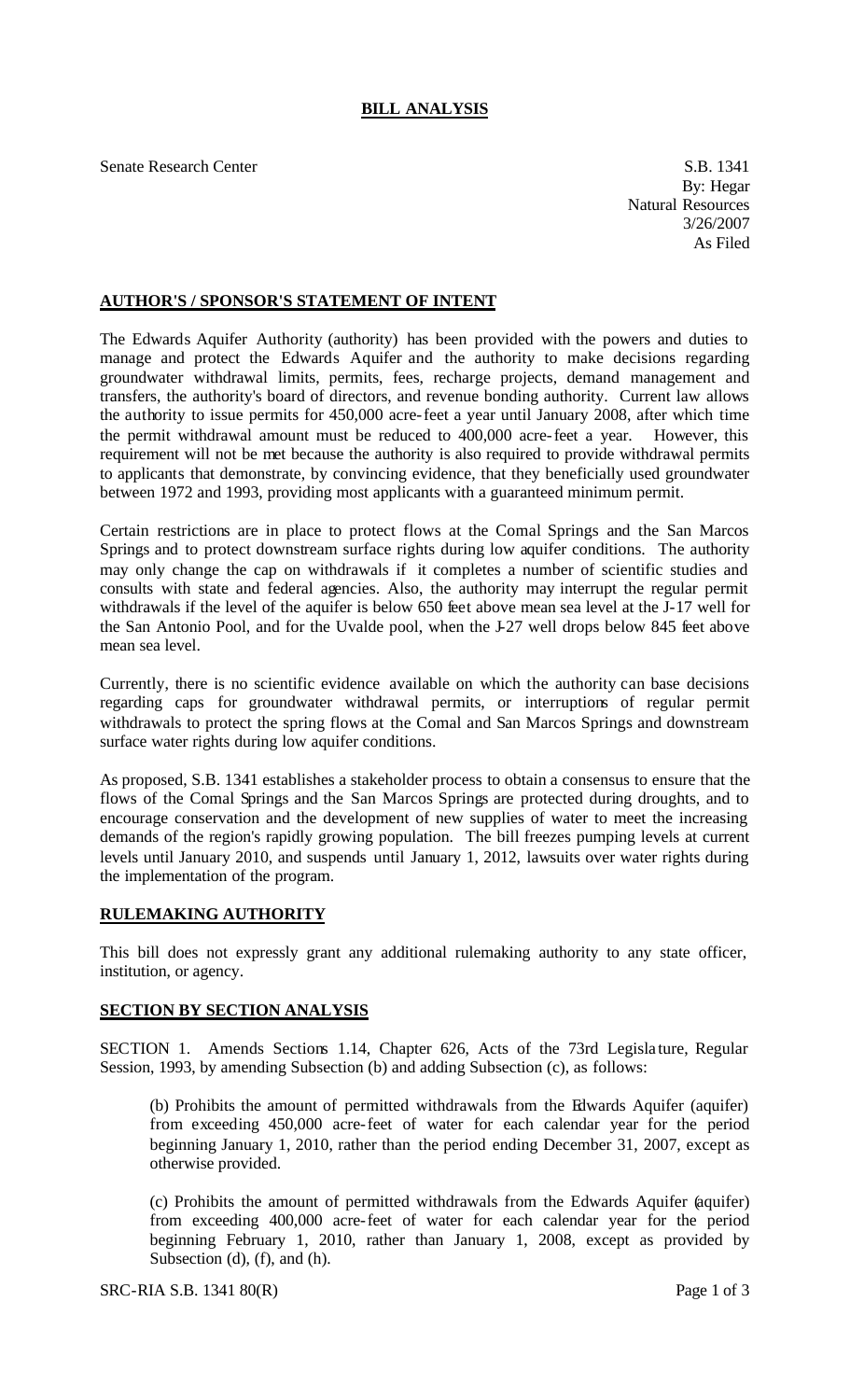# BILL ANALYSIS

Senate Research Center S.B. 1341
By: Hegar
Natural Resources
3/26/2007
As Filed

## AUTHOR'S / SPONSOR'S STATEMENT OF INTENT

The Edwards Aquifer Authority (authority) has been provided with the powers and duties to manage and protect the Edwards Aquifer and the authority to make decisions regarding groundwater withdrawal limits, permits, fees, recharge projects, demand management and transfers, the authority's board of directors, and revenue bonding authority. Current law allows the authority to issue permits for 450,000 acre-feet a year until January 2008, after which time the permit withdrawal amount must be reduced to 400,000 acre-feet a year. However, this requirement will not be met because the authority is also required to provide withdrawal permits to applicants that demonstrate, by convincing evidence, that they beneficially used groundwater between 1972 and 1993, providing most applicants with a guaranteed minimum permit.

Certain restrictions are in place to protect flows at the Comal Springs and the San Marcos Springs and to protect downstream surface rights during low aquifer conditions. The authority may only change the cap on withdrawals if it completes a number of scientific studies and consults with state and federal agencies. Also, the authority may interrupt the regular permit withdrawals if the level of the aquifer is below 650 feet above mean sea level at the J-17 well for the San Antonio Pool, and for the Uvalde pool, when the J-27 well drops below 845 feet above mean sea level.

Currently, there is no scientific evidence available on which the authority can base decisions regarding caps for groundwater withdrawal permits, or interruptions of regular permit withdrawals to protect the spring flows at the Comal and San Marcos Springs and downstream surface water rights during low aquifer conditions.

As proposed, S.B. 1341 establishes a stakeholder process to obtain a consensus to ensure that the flows of the Comal Springs and the San Marcos Springs are protected during droughts, and to encourage conservation and the development of new supplies of water to meet the increasing demands of the region's rapidly growing population. The bill freezes pumping levels at current levels until January 2010, and suspends until January 1, 2012, lawsuits over water rights during the implementation of the program.

## RULEMAKING AUTHORITY

This bill does not expressly grant any additional rulemaking authority to any state officer, institution, or agency.

## SECTION BY SECTION ANALYSIS

SECTION 1. Amends Sections 1.14, Chapter 626, Acts of the 73rd Legislature, Regular Session, 1993, by amending Subsection (b) and adding Subsection (c), as follows:

(b) Prohibits the amount of permitted withdrawals from the Edwards Aquifer (aquifer) from exceeding 450,000 acre-feet of water for each calendar year for the period beginning January 1, 2010, rather than the period ending December 31, 2007, except as otherwise provided.

(c) Prohibits the amount of permitted withdrawals from the Edwards Aquifer (aquifer) from exceeding 400,000 acre-feet of water for each calendar year for the period beginning February 1, 2010, rather than January 1, 2008, except as provided by Subsection (d), (f), and (h).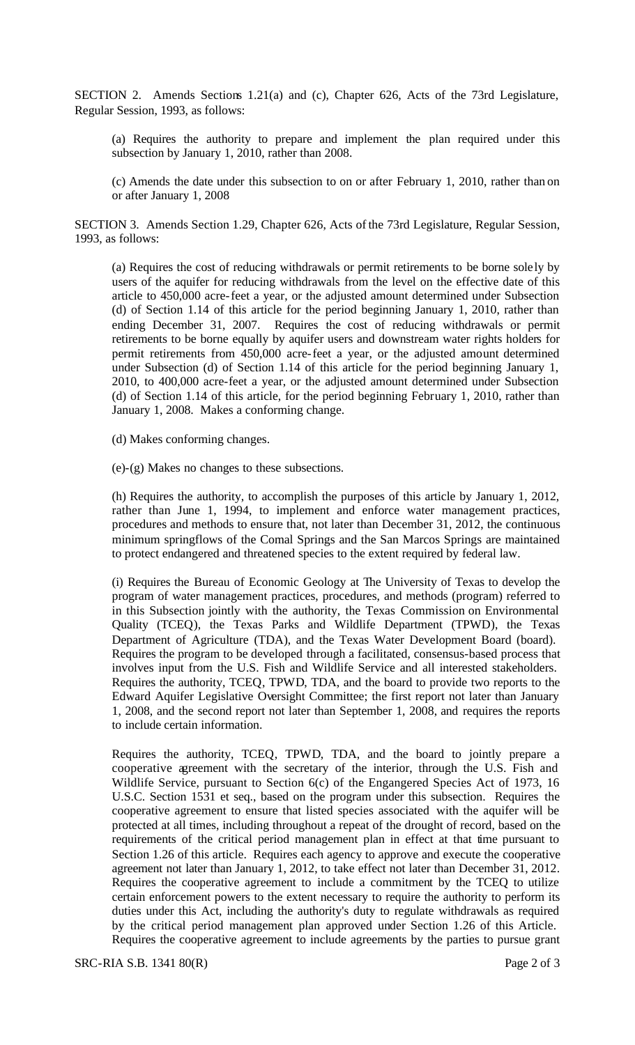SECTION 2. Amends Sections 1.21(a) and (c), Chapter 626, Acts of the 73rd Legislature, Regular Session, 1993, as follows:

(a) Requires the authority to prepare and implement the plan required under this subsection by January 1, 2010, rather than 2008.

(c) Amends the date under this subsection to on or after February 1, 2010, rather than on or after January 1, 2008

SECTION 3. Amends Section 1.29, Chapter 626, Acts of the 73rd Legislature, Regular Session, 1993, as follows:

(a) Requires the cost of reducing withdrawals or permit retirements to be borne solely by users of the aquifer for reducing withdrawals from the level on the effective date of this article to 450,000 acre-feet a year, or the adjusted amount determined under Subsection (d) of Section 1.14 of this article for the period beginning January 1, 2010, rather than ending December 31, 2007. Requires the cost of reducing withdrawals or permit retirements to be borne equally by aquifer users and downstream water rights holders for permit retirements from 450,000 acre-feet a year, or the adjusted amount determined under Subsection (d) of Section 1.14 of this article for the period beginning January 1, 2010, to 400,000 acre-feet a year, or the adjusted amount determined under Subsection (d) of Section 1.14 of this article, for the period beginning February 1, 2010, rather than January 1, 2008. Makes a conforming change.

(d) Makes conforming changes.

(e)-(g) Makes no changes to these subsections.

(h) Requires the authority, to accomplish the purposes of this article by January 1, 2012, rather than June 1, 1994, to implement and enforce water management practices, procedures and methods to ensure that, not later than December 31, 2012, the continuous minimum springflows of the Comal Springs and the San Marcos Springs are maintained to protect endangered and threatened species to the extent required by federal law.

(i) Requires the Bureau of Economic Geology at The University of Texas to develop the program of water management practices, procedures, and methods (program) referred to in this Subsection jointly with the authority, the Texas Commission on Environmental Quality (TCEQ), the Texas Parks and Wildlife Department (TPWD), the Texas Department of Agriculture (TDA), and the Texas Water Development Board (board). Requires the program to be developed through a facilitated, consensus-based process that involves input from the U.S. Fish and Wildlife Service and all interested stakeholders. Requires the authority, TCEQ, TPWD, TDA, and the board to provide two reports to the Edward Aquifer Legislative Oversight Committee; the first report not later than January 1, 2008, and the second report not later than September 1, 2008, and requires the reports to include certain information.

Requires the authority, TCEQ, TPWD, TDA, and the board to jointly prepare a cooperative agreement with the secretary of the interior, through the U.S. Fish and Wildlife Service, pursuant to Section 6(c) of the Engangered Species Act of 1973, 16 U.S.C. Section 1531 et seq., based on the program under this subsection. Requires the cooperative agreement to ensure that listed species associated with the aquifer will be protected at all times, including throughout a repeat of the drought of record, based on the requirements of the critical period management plan in effect at that time pursuant to Section 1.26 of this article. Requires each agency to approve and execute the cooperative agreement not later than January 1, 2012, to take effect not later than December 31, 2012. Requires the cooperative agreement to include a commitment by the TCEQ to utilize certain enforcement powers to the extent necessary to require the authority to perform its duties under this Act, including the authority's duty to regulate withdrawals as required by the critical period management plan approved under Section 1.26 of this Article. Requires the cooperative agreement to include agreements by the parties to pursue grant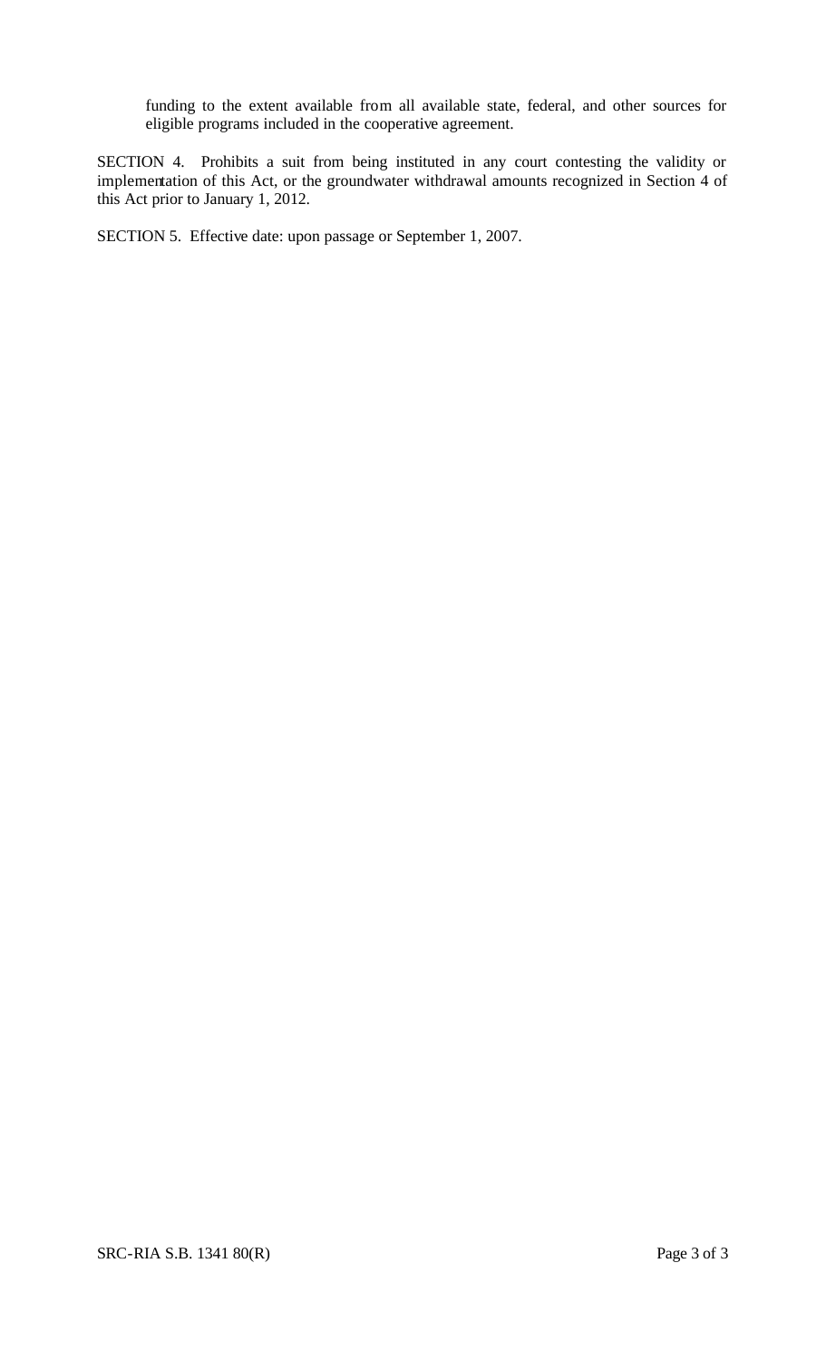funding to the extent available from all available state, federal, and other sources for eligible programs included in the cooperative agreement.

SECTION 4. Prohibits a suit from being instituted in any court contesting the validity or implementation of this Act, or the groundwater withdrawal amounts recognized in Section 4 of this Act prior to January 1, 2012.

SECTION 5. Effective date: upon passage or September 1, 2007.